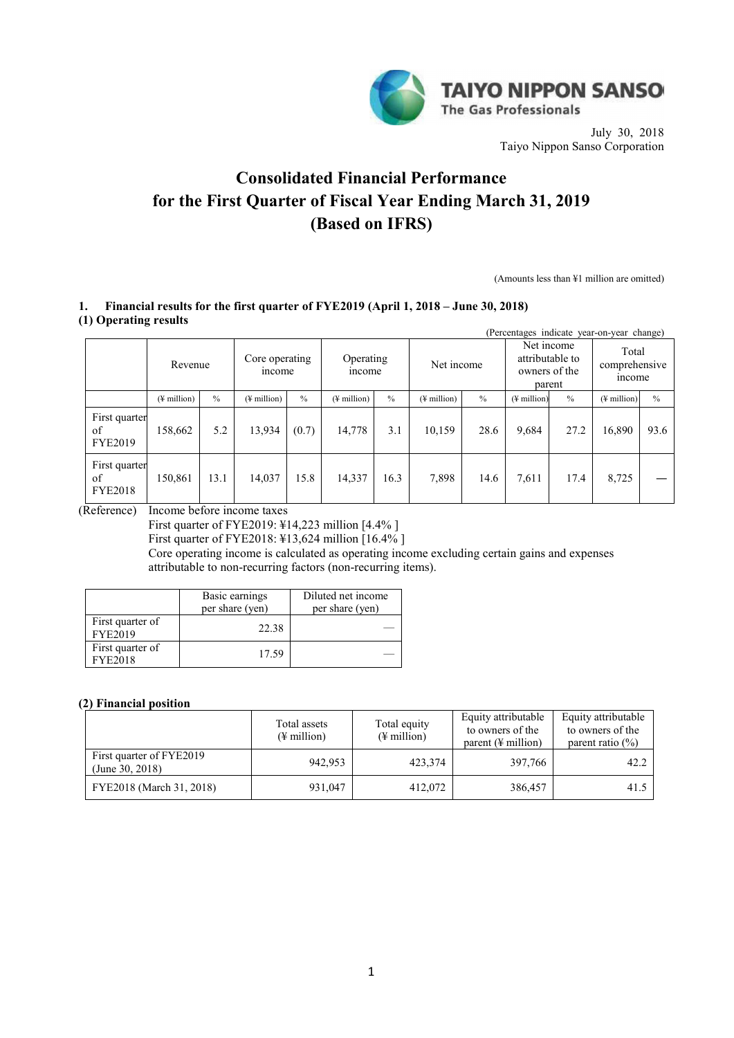TAIYO NIPPON SANSO
The Gas Professionals

July 30, 2018
Taiyo Nippon Sanso Corporation

# Consolidated Financial Performance for the First Quarter of Fiscal Year Ending March 31, 2019 (Based on IFRS)

(Amounts less than ¥1 million are omitted)

## 1. Financial results for the first quarter of FYE2019 (April 1, 2018 – June 30, 2018)

### (1) Operating results

(Percentages indicate year-on-year change)

| | Revenue | | Core operating income | | Operating income | | Net income | | Net income attributable to owners of the parent | | Total comprehensive income | |
|---|---|---|---|---|---|---|---|---|---|---|---|---|
| | (¥ million) | % | (¥ million) | % | (¥ million) | % | (¥ million) | % | (¥ million) | % | (¥ million) | % |
| First quarter of FYE2019 | 158,662 | 5.2 | 13,934 | (0.7) | 14,778 | 3.1 | 10,159 | 28.6 | 9,684 | 27.2 | 16,890 | 93.6 |
| First quarter of FYE2018 | 150,861 | 13.1 | 14,037 | 15.8 | 14,337 | 16.3 | 7,898 | 14.6 | 7,611 | 17.4 | 8,725 | — |

(Reference) Income before income taxes
First quarter of FYE2019: ¥14,223 million [4.4% ]
First quarter of FYE2018: ¥13,624 million [16.4% ]
Core operating income is calculated as operating income excluding certain gains and expenses attributable to non-recurring factors (non-recurring items).

| | Basic earnings per share (yen) | Diluted net income per share (yen) |
|---|---|---|
| First quarter of FYE2019 | 22.38 | — |
| First quarter of FYE2018 | 17.59 | — |

### (2) Financial position

| | Total assets (¥ million) | Total equity (¥ million) | Equity attributable to owners of the parent (¥ million) | Equity attributable to owners of the parent ratio (%) |
|---|---|---|---|---|
| First quarter of FYE2019 (June 30, 2018) | 942,953 | 423,374 | 397,766 | 42.2 |
| FYE2018 (March 31, 2018) | 931,047 | 412,072 | 386,457 | 41.5 |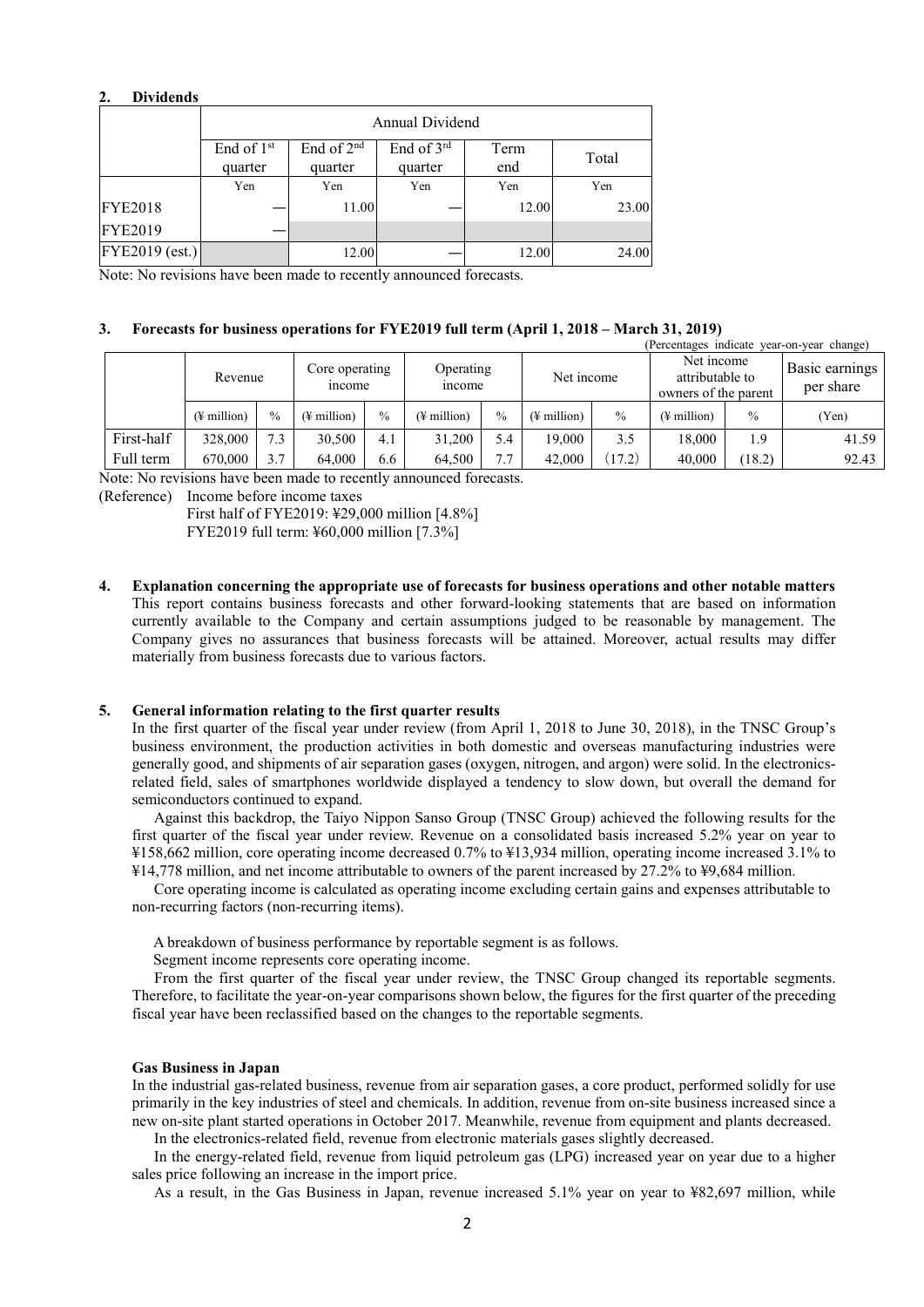## 2. Dividends

| | Annual Dividend | | | | |
|---|---|---|---|---|---|
| | End of 1st quarter | End of 2nd quarter | End of 3rd quarter | Term end | Total |
| | Yen | Yen | Yen | Yen | Yen |
| FYE2018 | — | 11.00 | — | 12.00 | 23.00 |
| FYE2019 | — | | | | |
| FYE2019 (est.) | | 12.00 | — | 12.00 | 24.00 |

Note: No revisions have been made to recently announced forecasts.

## 3. Forecasts for business operations for FYE2019 full term (April 1, 2018 – March 31, 2019)

(Percentages indicate year-on-year change)

| | Revenue | | Core operating income | | Operating income | | Net income | | Net income attributable to owners of the parent | | Basic earnings per share |
|---|---|---|---|---|---|---|---|---|---|---|---|
| | (¥ million) | % | (¥ million) | % | (¥ million) | % | (¥ million) | % | (¥ million) | % | (Yen) |
| First-half | 328,000 | 7.3 | 30,500 | 4.1 | 31,200 | 5.4 | 19,000 | 3.5 | 18,000 | 1.9 | 41.59 |
| Full term | 670,000 | 3.7 | 64,000 | 6.6 | 64,500 | 7.7 | 42,000 | (17.2) | 40,000 | (18.2) | 92.43 |

Note: No revisions have been made to recently announced forecasts.

(Reference) Income before income taxes

First half of FYE2019: ¥29,000 million [4.8%]

FYE2019 full term: ¥60,000 million [7.3%]

## 4. Explanation concerning the appropriate use of forecasts for business operations and other notable matters

This report contains business forecasts and other forward-looking statements that are based on information currently available to the Company and certain assumptions judged to be reasonable by management. The Company gives no assurances that business forecasts will be attained. Moreover, actual results may differ materially from business forecasts due to various factors.

## 5. General information relating to the first quarter results

In the first quarter of the fiscal year under review (from April 1, 2018 to June 30, 2018), in the TNSC Group's business environment, the production activities in both domestic and overseas manufacturing industries were generally good, and shipments of air separation gases (oxygen, nitrogen, and argon) were solid. In the electronics-related field, sales of smartphones worldwide displayed a tendency to slow down, but overall the demand for semiconductors continued to expand.

Against this backdrop, the Taiyo Nippon Sanso Group (TNSC Group) achieved the following results for the first quarter of the fiscal year under review. Revenue on a consolidated basis increased 5.2% year on year to ¥158,662 million, core operating income decreased 0.7% to ¥13,934 million, operating income increased 3.1% to ¥14,778 million, and net income attributable to owners of the parent increased by 27.2% to ¥9,684 million.

Core operating income is calculated as operating income excluding certain gains and expenses attributable to non-recurring factors (non-recurring items).

A breakdown of business performance by reportable segment is as follows.

Segment income represents core operating income.

From the first quarter of the fiscal year under review, the TNSC Group changed its reportable segments. Therefore, to facilitate the year-on-year comparisons shown below, the figures for the first quarter of the preceding fiscal year have been reclassified based on the changes to the reportable segments.

### Gas Business in Japan

In the industrial gas-related business, revenue from air separation gases, a core product, performed solidly for use primarily in the key industries of steel and chemicals. In addition, revenue from on-site business increased since a new on-site plant started operations in October 2017. Meanwhile, revenue from equipment and plants decreased.

In the electronics-related field, revenue from electronic materials gases slightly decreased.

In the energy-related field, revenue from liquid petroleum gas (LPG) increased year on year due to a higher sales price following an increase in the import price.

As a result, in the Gas Business in Japan, revenue increased 5.1% year on year to ¥82,697 million, while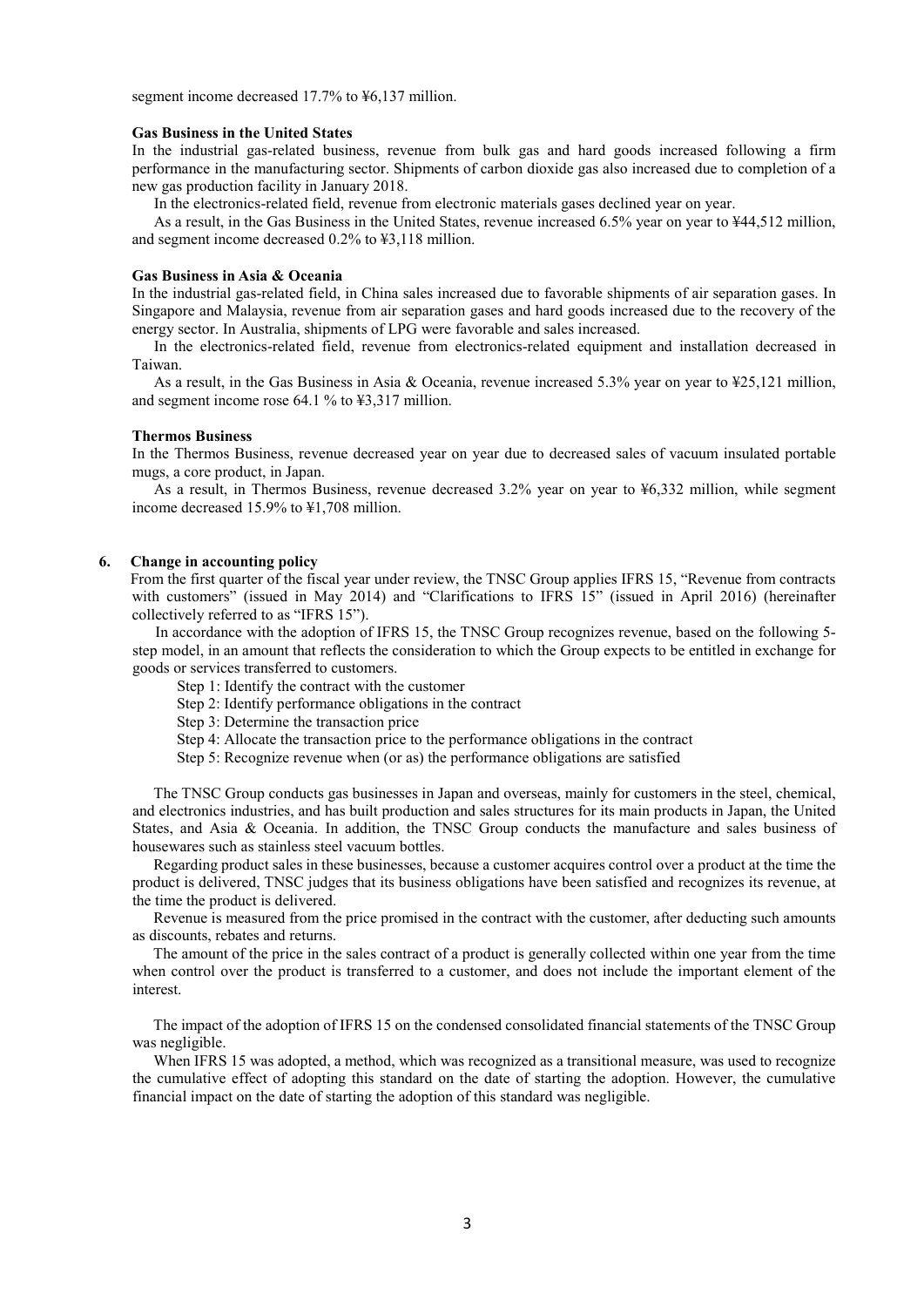segment income decreased 17.7% to ¥6,137 million.

**Gas Business in the United States**

In the industrial gas-related business, revenue from bulk gas and hard goods increased following a firm performance in the manufacturing sector. Shipments of carbon dioxide gas also increased due to completion of a new gas production facility in January 2018.

In the electronics-related field, revenue from electronic materials gases declined year on year.

As a result, in the Gas Business in the United States, revenue increased 6.5% year on year to ¥44,512 million, and segment income decreased 0.2% to ¥3,118 million.

**Gas Business in Asia & Oceania**

In the industrial gas-related field, in China sales increased due to favorable shipments of air separation gases. In Singapore and Malaysia, revenue from air separation gases and hard goods increased due to the recovery of the energy sector. In Australia, shipments of LPG were favorable and sales increased.

In the electronics-related field, revenue from electronics-related equipment and installation decreased in Taiwan.

As a result, in the Gas Business in Asia & Oceania, revenue increased 5.3% year on year to ¥25,121 million, and segment income rose 64.1 % to ¥3,317 million.

**Thermos Business**

In the Thermos Business, revenue decreased year on year due to decreased sales of vacuum insulated portable mugs, a core product, in Japan.

As a result, in Thermos Business, revenue decreased 3.2% year on year to ¥6,332 million, while segment income decreased 15.9% to ¥1,708 million.

## 6. Change in accounting policy

From the first quarter of the fiscal year under review, the TNSC Group applies IFRS 15, "Revenue from contracts with customers" (issued in May 2014) and "Clarifications to IFRS 15" (issued in April 2016) (hereinafter collectively referred to as "IFRS 15").

In accordance with the adoption of IFRS 15, the TNSC Group recognizes revenue, based on the following 5-step model, in an amount that reflects the consideration to which the Group expects to be entitled in exchange for goods or services transferred to customers.

Step 1: Identify the contract with the customer
Step 2: Identify performance obligations in the contract
Step 3: Determine the transaction price
Step 4: Allocate the transaction price to the performance obligations in the contract
Step 5: Recognize revenue when (or as) the performance obligations are satisfied

The TNSC Group conducts gas businesses in Japan and overseas, mainly for customers in the steel, chemical, and electronics industries, and has built production and sales structures for its main products in Japan, the United States, and Asia & Oceania. In addition, the TNSC Group conducts the manufacture and sales business of housewares such as stainless steel vacuum bottles.

Regarding product sales in these businesses, because a customer acquires control over a product at the time the product is delivered, TNSC judges that its business obligations have been satisfied and recognizes its revenue, at the time the product is delivered.

Revenue is measured from the price promised in the contract with the customer, after deducting such amounts as discounts, rebates and returns.

The amount of the price in the sales contract of a product is generally collected within one year from the time when control over the product is transferred to a customer, and does not include the important element of the interest.

The impact of the adoption of IFRS 15 on the condensed consolidated financial statements of the TNSC Group was negligible.

When IFRS 15 was adopted, a method, which was recognized as a transitional measure, was used to recognize the cumulative effect of adopting this standard on the date of starting the adoption. However, the cumulative financial impact on the date of starting the adoption of this standard was negligible.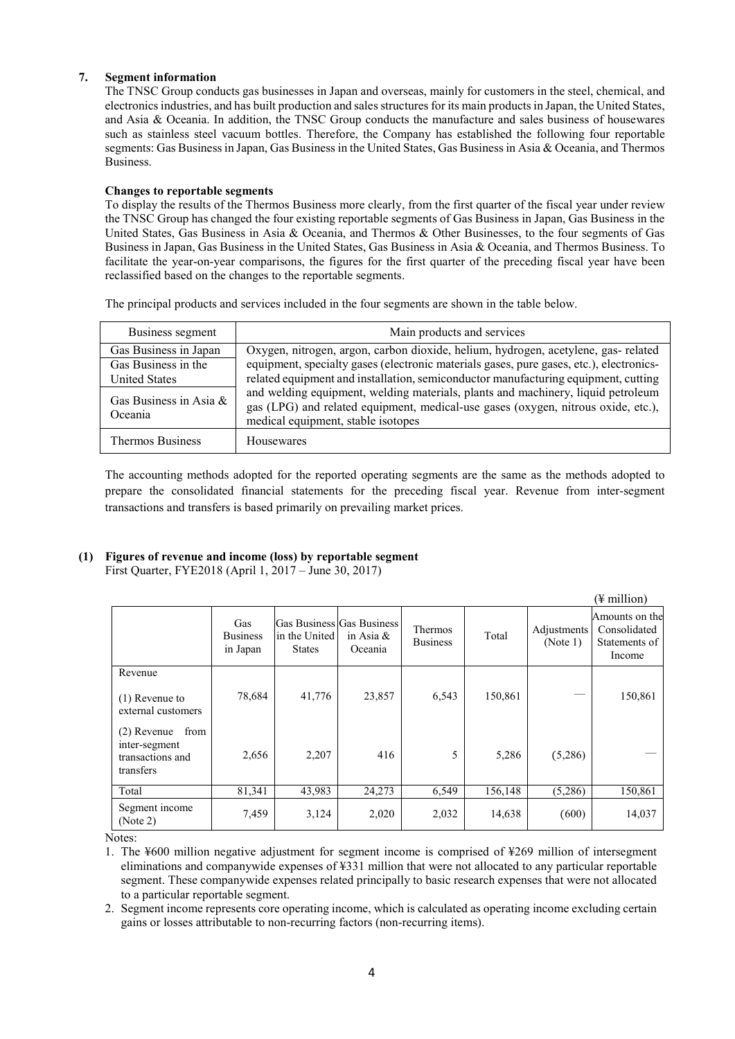## 7. Segment information

The TNSC Group conducts gas businesses in Japan and overseas, mainly for customers in the steel, chemical, and electronics industries, and has built production and sales structures for its main products in Japan, the United States, and Asia & Oceania. In addition, the TNSC Group conducts the manufacture and sales business of housewares such as stainless steel vacuum bottles. Therefore, the Company has established the following four reportable segments: Gas Business in Japan, Gas Business in the United States, Gas Business in Asia & Oceania, and Thermos Business.

### Changes to reportable segments

To display the results of the Thermos Business more clearly, from the first quarter of the fiscal year under review the TNSC Group has changed the four existing reportable segments of Gas Business in Japan, Gas Business in the United States, Gas Business in Asia & Oceania, and Thermos & Other Businesses, to the four segments of Gas Business in Japan, Gas Business in the United States, Gas Business in Asia & Oceania, and Thermos Business. To facilitate the year-on-year comparisons, the figures for the first quarter of the preceding fiscal year have been reclassified based on the changes to the reportable segments.

The principal products and services included in the four segments are shown in the table below.

| Business segment | Main products and services |
|---|---|
| Gas Business in Japan | Oxygen, nitrogen, argon, carbon dioxide, helium, hydrogen, acetylene, gas- related equipment, specialty gases (electronic materials gases, pure gases, etc.), electronics-related equipment and installation, semiconductor manufacturing equipment, cutting and welding equipment, welding materials, plants and machinery, liquid petroleum gas (LPG) and related equipment, medical-use gases (oxygen, nitrous oxide, etc.), medical equipment, stable isotopes |
| Gas Business in the United States | |
| Gas Business in Asia & Oceania | |
| Thermos Business | Housewares |

The accounting methods adopted for the reported operating segments are the same as the methods adopted to prepare the consolidated financial statements for the preceding fiscal year. Revenue from inter-segment transactions and transfers is based primarily on prevailing market prices.

### (1) Figures of revenue and income (loss) by reportable segment

First Quarter, FYE2018 (April 1, 2017 – June 30, 2017)

(¥ million)

| | Gas Business in Japan | Gas Business in the United States | Gas Business in Asia & Oceania | Thermos Business | Total | Adjustments (Note 1) | Amounts on the Consolidated Statements of Income |
|---|---|---|---|---|---|---|---|
| Revenue | | | | | | | |
| (1) Revenue to external customers | 78,684 | 41,776 | 23,857 | 6,543 | 150,861 | — | 150,861 |
| (2) Revenue from inter-segment transactions and transfers | 2,656 | 2,207 | 416 | 5 | 5,286 | (5,286) | — |
| Total | 81,341 | 43,983 | 24,273 | 6,549 | 156,148 | (5,286) | 150,861 |
| Segment income (Note 2) | 7,459 | 3,124 | 2,020 | 2,032 | 14,638 | (600) | 14,037 |

Notes:

1. The ¥600 million negative adjustment for segment income is comprised of ¥269 million of intersegment eliminations and companywide expenses of ¥331 million that were not allocated to any particular reportable segment. These companywide expenses related principally to basic research expenses that were not allocated to a particular reportable segment.
2. Segment income represents core operating income, which is calculated as operating income excluding certain gains or losses attributable to non-recurring factors (non-recurring items).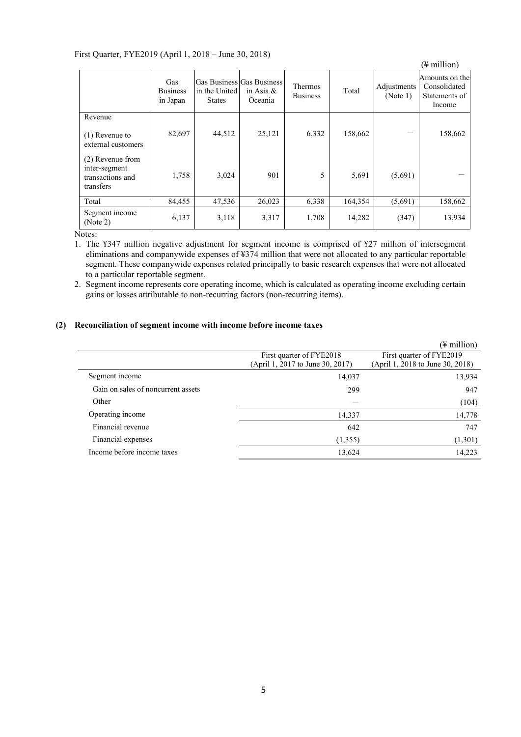First Quarter, FYE2019 (April 1, 2018 – June 30, 2018)

(¥ million)

| | Gas Business in Japan | Gas Business in the United States | Gas Business in Asia & Oceania | Thermos Business | Total | Adjustments (Note 1) | Amounts on the Consolidated Statements of Income |
|---|---|---|---|---|---|---|---|
| Revenue | | | | | | | |
| (1) Revenue to external customers | 82,697 | 44,512 | 25,121 | 6,332 | 158,662 | — | 158,662 |
| (2) Revenue from inter-segment transactions and transfers | 1,758 | 3,024 | 901 | 5 | 5,691 | (5,691) | — |
| Total | 84,455 | 47,536 | 26,023 | 6,338 | 164,354 | (5,691) | 158,662 |
| Segment income (Note 2) | 6,137 | 3,118 | 3,317 | 1,708 | 14,282 | (347) | 13,934 |

Notes:

1. The ¥347 million negative adjustment for segment income is comprised of ¥27 million of intersegment eliminations and companywide expenses of ¥374 million that were not allocated to any particular reportable segment. These companywide expenses related principally to basic research expenses that were not allocated to a particular reportable segment.
2. Segment income represents core operating income, which is calculated as operating income excluding certain gains or losses attributable to non-recurring factors (non-recurring items).

### (2) Reconciliation of segment income with income before income taxes

(¥ million)

| | First quarter of FYE2018 (April 1, 2017 to June 30, 2017) | First quarter of FYE2019 (April 1, 2018 to June 30, 2018) |
|---|---|---|
| Segment income | 14,037 | 13,934 |
| Gain on sales of noncurrent assets | 299 | 947 |
| Other | — | (104) |
| Operating income | 14,337 | 14,778 |
| Financial revenue | 642 | 747 |
| Financial expenses | (1,355) | (1,301) |
| Income before income taxes | 13,624 | 14,223 |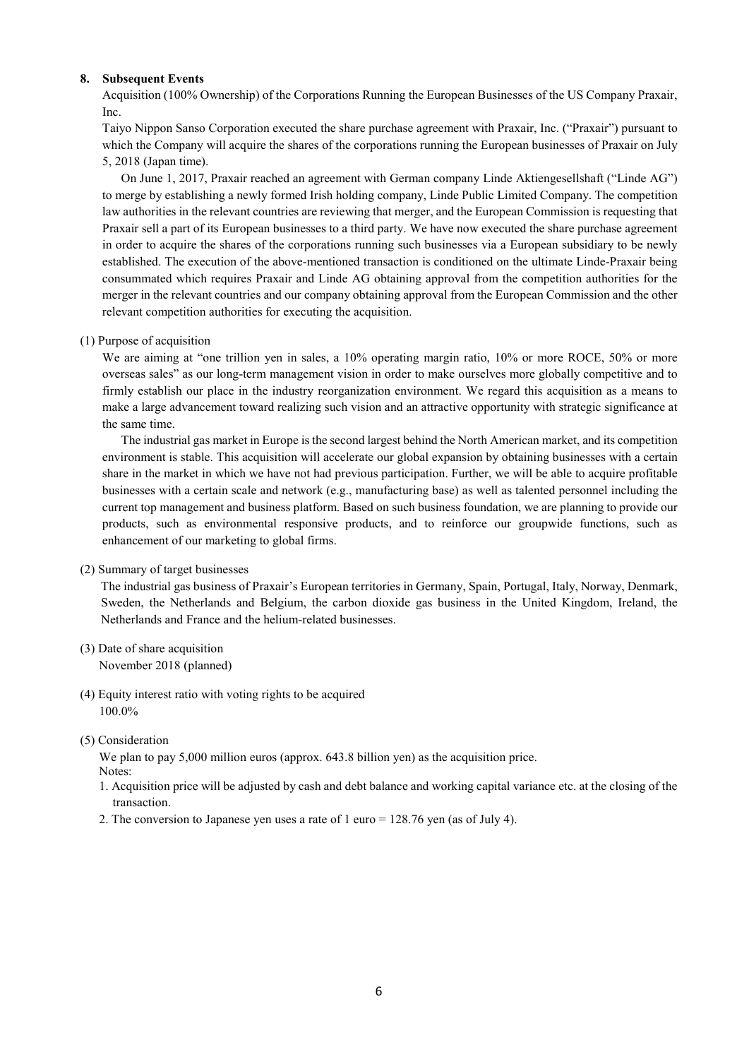## 8. Subsequent Events

Acquisition (100% Ownership) of the Corporations Running the European Businesses of the US Company Praxair, Inc.

Taiyo Nippon Sanso Corporation executed the share purchase agreement with Praxair, Inc. ("Praxair") pursuant to which the Company will acquire the shares of the corporations running the European businesses of Praxair on July 5, 2018 (Japan time).

On June 1, 2017, Praxair reached an agreement with German company Linde Aktiengesellshaft ("Linde AG") to merge by establishing a newly formed Irish holding company, Linde Public Limited Company. The competition law authorities in the relevant countries are reviewing that merger, and the European Commission is requesting that Praxair sell a part of its European businesses to a third party. We have now executed the share purchase agreement in order to acquire the shares of the corporations running such businesses via a European subsidiary to be newly established. The execution of the above-mentioned transaction is conditioned on the ultimate Linde-Praxair being consummated which requires Praxair and Linde AG obtaining approval from the competition authorities for the merger in the relevant countries and our company obtaining approval from the European Commission and the other relevant competition authorities for executing the acquisition.

(1) Purpose of acquisition

We are aiming at "one trillion yen in sales, a 10% operating margin ratio, 10% or more ROCE, 50% or more overseas sales" as our long-term management vision in order to make ourselves more globally competitive and to firmly establish our place in the industry reorganization environment. We regard this acquisition as a means to make a large advancement toward realizing such vision and an attractive opportunity with strategic significance at the same time.

The industrial gas market in Europe is the second largest behind the North American market, and its competition environment is stable. This acquisition will accelerate our global expansion by obtaining businesses with a certain share in the market in which we have not had previous participation. Further, we will be able to acquire profitable businesses with a certain scale and network (e.g., manufacturing base) as well as talented personnel including the current top management and business platform. Based on such business foundation, we are planning to provide our products, such as environmental responsive products, and to reinforce our groupwide functions, such as enhancement of our marketing to global firms.

(2) Summary of target businesses

The industrial gas business of Praxair's European territories in Germany, Spain, Portugal, Italy, Norway, Denmark, Sweden, the Netherlands and Belgium, the carbon dioxide gas business in the United Kingdom, Ireland, the Netherlands and France and the helium-related businesses.

(3) Date of share acquisition

November 2018 (planned)

(4) Equity interest ratio with voting rights to be acquired

100.0%

(5) Consideration

We plan to pay 5,000 million euros (approx. 643.8 billion yen) as the acquisition price.

Notes:

1. Acquisition price will be adjusted by cash and debt balance and working capital variance etc. at the closing of the transaction.
2. The conversion to Japanese yen uses a rate of 1 euro = 128.76 yen (as of July 4).